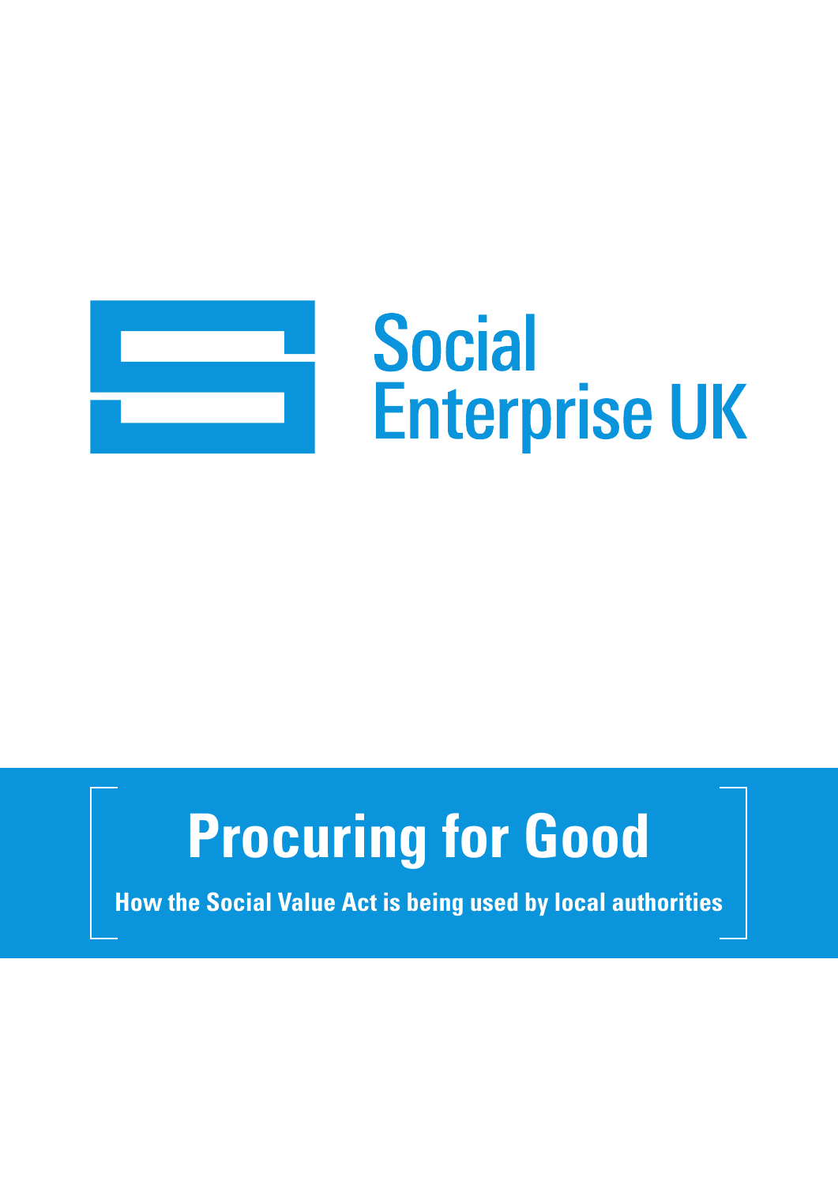Social Enterprise UK

# Procuring for Good

**How the Social Value Act is being used by local authorities**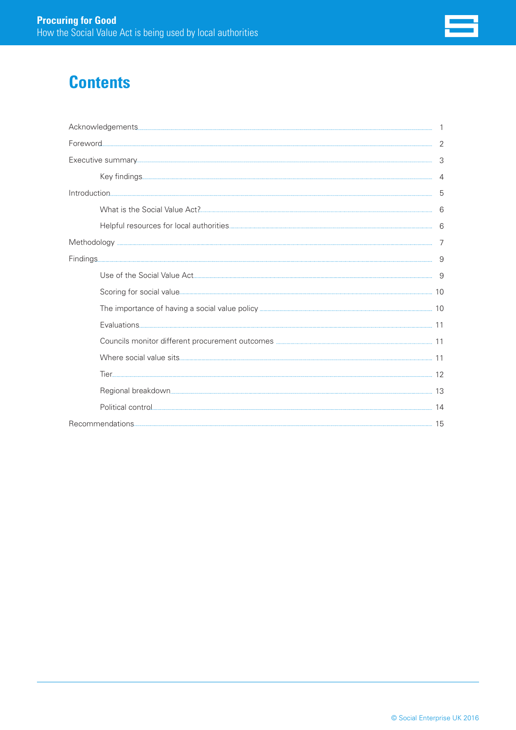# Contents

- Acknowledgements ... 1
- Foreword ... 2
- Executive summary ... 3
    - Key findings ... 4
- Introduction ... 5
    - What is the Social Value Act? ... 6
    - Helpful resources for local authorities ... 6
- Methodology ... 7
- Findings ... 9
    - Use of the Social Value Act ... 9
    - Scoring for social value ... 10
    - The importance of having a social value policy ... 10
    - Evaluations ... 11
    - Councils monitor different procurement outcomes ... 11
    - Where social value sits ... 11
    - Tier ... 12
    - Regional breakdown ... 13
    - Political control ... 14
- Recommendations ... 15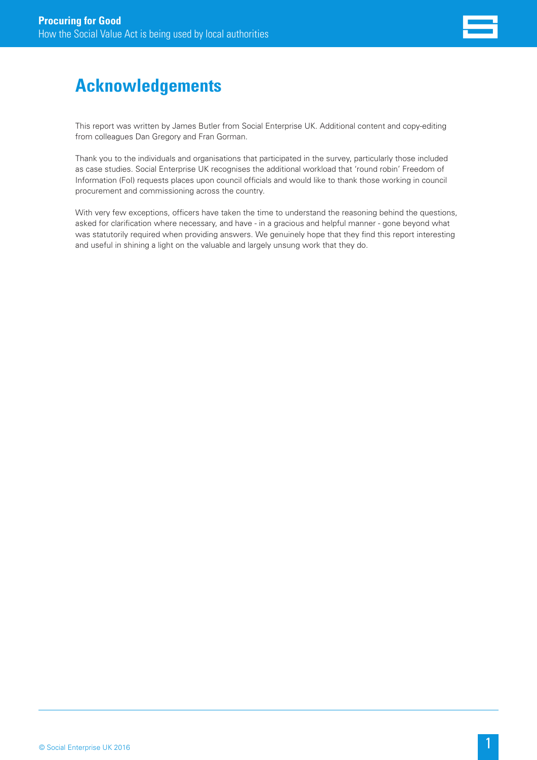# Acknowledgements

This report was written by James Butler from Social Enterprise UK. Additional content and copy-editing from colleagues Dan Gregory and Fran Gorman.

Thank you to the individuals and organisations that participated in the survey, particularly those included as case studies. Social Enterprise UK recognises the additional workload that 'round robin' Freedom of Information (FoI) requests places upon council officials and would like to thank those working in council procurement and commissioning across the country.

With very few exceptions, officers have taken the time to understand the reasoning behind the questions, asked for clarification where necessary, and have - in a gracious and helpful manner - gone beyond what was statutorily required when providing answers. We genuinely hope that they find this report interesting and useful in shining a light on the valuable and largely unsung work that they do.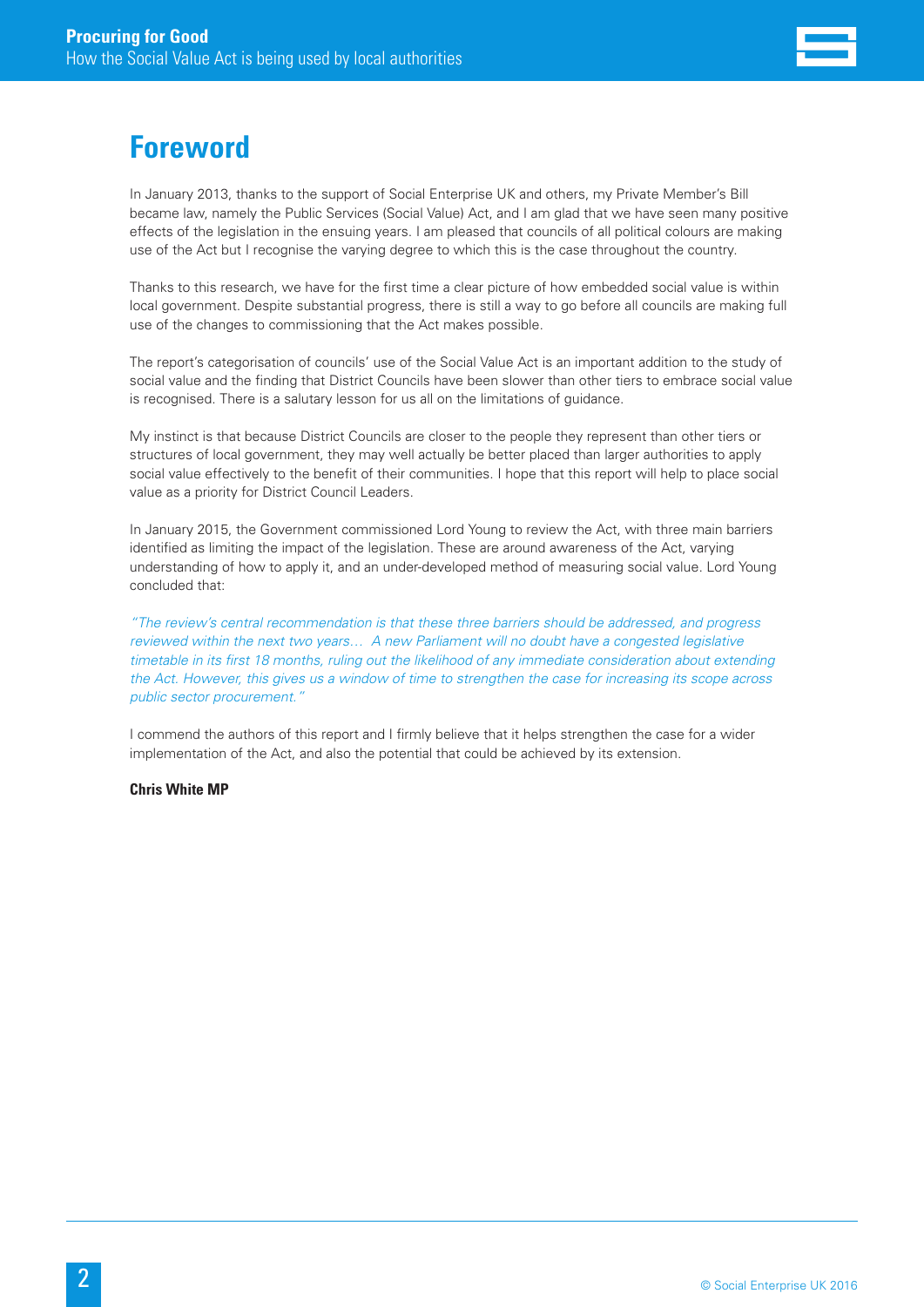# Foreword

In January 2013, thanks to the support of Social Enterprise UK and others, my Private Member's Bill became law, namely the Public Services (Social Value) Act, and I am glad that we have seen many positive effects of the legislation in the ensuing years. I am pleased that councils of all political colours are making use of the Act but I recognise the varying degree to which this is the case throughout the country.

Thanks to this research, we have for the first time a clear picture of how embedded social value is within local government. Despite substantial progress, there is still a way to go before all councils are making full use of the changes to commissioning that the Act makes possible.

The report's categorisation of councils' use of the Social Value Act is an important addition to the study of social value and the finding that District Councils have been slower than other tiers to embrace social value is recognised. There is a salutary lesson for us all on the limitations of guidance.

My instinct is that because District Councils are closer to the people they represent than other tiers or structures of local government, they may well actually be better placed than larger authorities to apply social value effectively to the benefit of their communities. I hope that this report will help to place social value as a priority for District Council Leaders.

In January 2015, the Government commissioned Lord Young to review the Act, with three main barriers identified as limiting the impact of the legislation. These are around awareness of the Act, varying understanding of how to apply it, and an under-developed method of measuring social value. Lord Young concluded that:

*"The review's central recommendation is that these three barriers should be addressed, and progress reviewed within the next two years… A new Parliament will no doubt have a congested legislative timetable in its first 18 months, ruling out the likelihood of any immediate consideration about extending the Act. However, this gives us a window of time to strengthen the case for increasing its scope across public sector procurement."*

I commend the authors of this report and I firmly believe that it helps strengthen the case for a wider implementation of the Act, and also the potential that could be achieved by its extension.

**Chris White MP**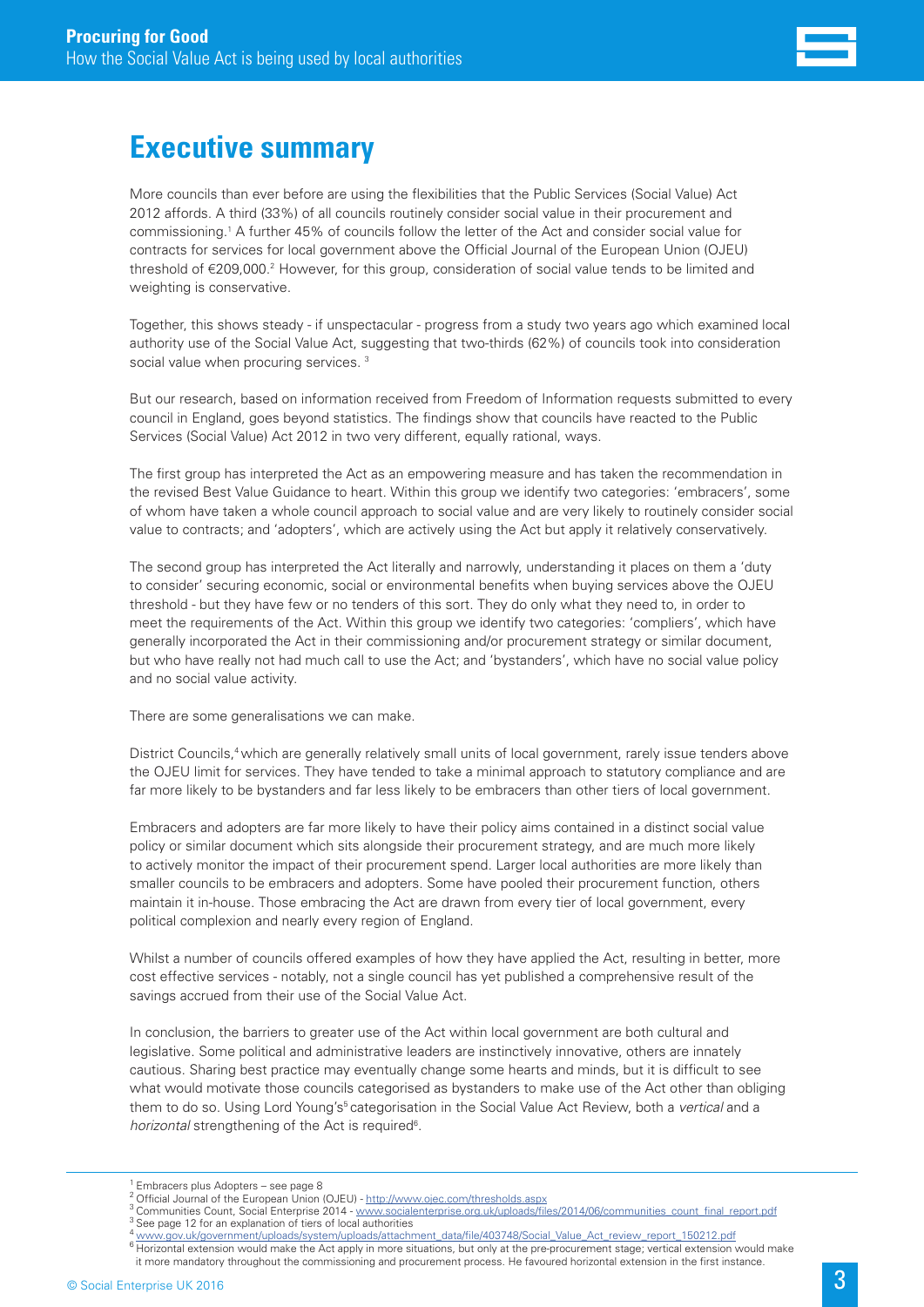# Executive summary

More councils than ever before are using the flexibilities that the Public Services (Social Value) Act 2012 affords. A third (33%) of all councils routinely consider social value in their procurement and commissioning.[1] A further 45% of councils follow the letter of the Act and consider social value for contracts for services for local government above the Official Journal of the European Union (OJEU) threshold of €209,000.[2] However, for this group, consideration of social value tends to be limited and weighting is conservative.

Together, this shows steady - if unspectacular - progress from a study two years ago which examined local authority use of the Social Value Act, suggesting that two-thirds (62%) of councils took into consideration social value when procuring services. [3]

But our research, based on information received from Freedom of Information requests submitted to every council in England, goes beyond statistics. The findings show that councils have reacted to the Public Services (Social Value) Act 2012 in two very different, equally rational, ways.

The first group has interpreted the Act as an empowering measure and has taken the recommendation in the revised Best Value Guidance to heart. Within this group we identify two categories: 'embracers', some of whom have taken a whole council approach to social value and are very likely to routinely consider social value to contracts; and 'adopters', which are actively using the Act but apply it relatively conservatively.

The second group has interpreted the Act literally and narrowly, understanding it places on them a 'duty to consider' securing economic, social or environmental benefits when buying services above the OJEU threshold - but they have few or no tenders of this sort. They do only what they need to, in order to meet the requirements of the Act. Within this group we identify two categories: 'compliers', which have generally incorporated the Act in their commissioning and/or procurement strategy or similar document, but who have really not had much call to use the Act; and 'bystanders', which have no social value policy and no social value activity.

There are some generalisations we can make.

District Councils,[4] which are generally relatively small units of local government, rarely issue tenders above the OJEU limit for services. They have tended to take a minimal approach to statutory compliance and are far more likely to be bystanders and far less likely to be embracers than other tiers of local government.

Embracers and adopters are far more likely to have their policy aims contained in a distinct social value policy or similar document which sits alongside their procurement strategy, and are much more likely to actively monitor the impact of their procurement spend. Larger local authorities are more likely than smaller councils to be embracers and adopters. Some have pooled their procurement function, others maintain it in-house. Those embracing the Act are drawn from every tier of local government, every political complexion and nearly every region of England.

Whilst a number of councils offered examples of how they have applied the Act, resulting in better, more cost effective services - notably, not a single council has yet published a comprehensive result of the savings accrued from their use of the Social Value Act.

In conclusion, the barriers to greater use of the Act within local government are both cultural and legislative. Some political and administrative leaders are instinctively innovative, others are innately cautious. Sharing best practice may eventually change some hearts and minds, but it is difficult to see what would motivate those councils categorised as bystanders to make use of the Act other than obliging them to do so. Using Lord Young's[5] categorisation in the Social Value Act Review, both a *vertical* and a *horizontal* strengthening of the Act is required[6].

---

[1] Embracers plus Adopters – see page 8
[2] Official Journal of the European Union (OJEU) - http://www.ojec.com/thresholds.aspx
[3] Communities Count, Social Enterprise 2014 - www.socialenterprise.org.uk/uploads/files/2014/06/communities_count_final_report.pdf
[3] See page 12 for an explanation of tiers of local authorities
[4] www.gov.uk/government/uploads/system/uploads/attachment_data/file/403748/Social_Value_Act_review_report_150212.pdf
[6] Horizontal extension would make the Act apply in more situations, but only at the pre-procurement stage; vertical extension would make it more mandatory throughout the commissioning and procurement process. He favoured horizontal extension in the first instance.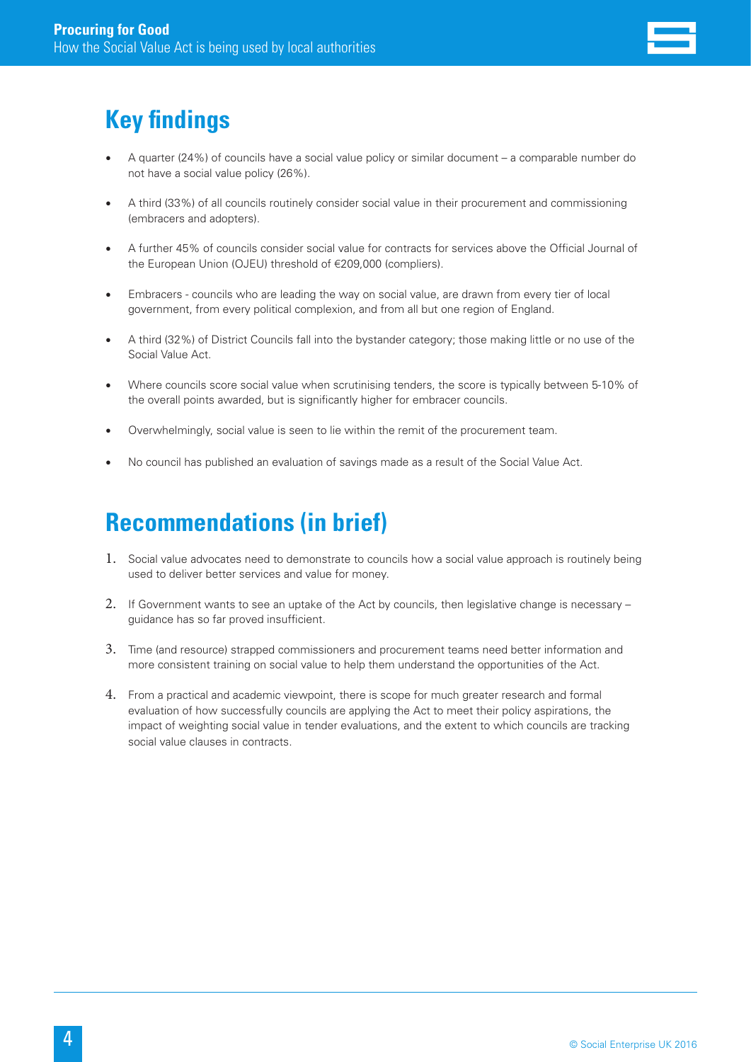## Key findings

- A quarter (24%) of councils have a social value policy or similar document – a comparable number do not have a social value policy (26%).
- A third (33%) of all councils routinely consider social value in their procurement and commissioning (embracers and adopters).
- A further 45% of councils consider social value for contracts for services above the Official Journal of the European Union (OJEU) threshold of €209,000 (compliers).
- Embracers - councils who are leading the way on social value, are drawn from every tier of local government, from every political complexion, and from all but one region of England.
- A third (32%) of District Councils fall into the bystander category; those making little or no use of the Social Value Act.
- Where councils score social value when scrutinising tenders, the score is typically between 5-10% of the overall points awarded, but is significantly higher for embracer councils.
- Overwhelmingly, social value is seen to lie within the remit of the procurement team.
- No council has published an evaluation of savings made as a result of the Social Value Act.

## Recommendations (in brief)

1. Social value advocates need to demonstrate to councils how a social value approach is routinely being used to deliver better services and value for money.
2. If Government wants to see an uptake of the Act by councils, then legislative change is necessary – guidance has so far proved insufficient.
3. Time (and resource) strapped commissioners and procurement teams need better information and more consistent training on social value to help them understand the opportunities of the Act.
4. From a practical and academic viewpoint, there is scope for much greater research and formal evaluation of how successfully councils are applying the Act to meet their policy aspirations, the impact of weighting social value in tender evaluations, and the extent to which councils are tracking social value clauses in contracts.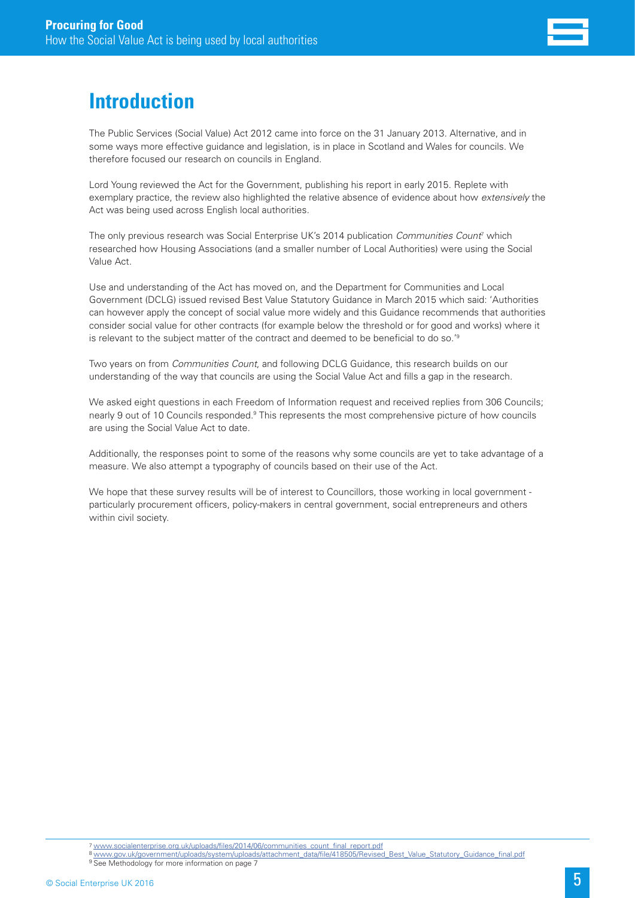# Introduction

The Public Services (Social Value) Act 2012 came into force on the 31 January 2013. Alternative, and in some ways more effective guidance and legislation, is in place in Scotland and Wales for councils. We therefore focused our research on councils in England.

Lord Young reviewed the Act for the Government, publishing his report in early 2015. Replete with exemplary practice, the review also highlighted the relative absence of evidence about how *extensively* the Act was being used across English local authorities.

The only previous research was Social Enterprise UK's 2014 publication *Communities Count*[7] which researched how Housing Associations (and a smaller number of Local Authorities) were using the Social Value Act.

Use and understanding of the Act has moved on, and the Department for Communities and Local Government (DCLG) issued revised Best Value Statutory Guidance in March 2015 which said: 'Authorities can however apply the concept of social value more widely and this Guidance recommends that authorities consider social value for other contracts (for example below the threshold or for good and works) where it is relevant to the subject matter of the contract and deemed to be beneficial to do so.'[8]

Two years on from *Communities Count*, and following DCLG Guidance, this research builds on our understanding of the way that councils are using the Social Value Act and fills a gap in the research.

We asked eight questions in each Freedom of Information request and received replies from 306 Councils; nearly 9 out of 10 Councils responded.[9] This represents the most comprehensive picture of how councils are using the Social Value Act to date.

Additionally, the responses point to some of the reasons why some councils are yet to take advantage of a measure. We also attempt a typography of councils based on their use of the Act.

We hope that these survey results will be of interest to Councillors, those working in local government - particularly procurement officers, policy-makers in central government, social entrepreneurs and others within civil society.

[7] www.socialenterprise.org.uk/uploads/files/2014/06/communities_count_final_report.pdf
[8] www.gov.uk/government/uploads/system/uploads/attachment_data/file/418505/Revised_Best_Value_Statutory_Guidance_final.pdf
[9] See Methodology for more information on page 7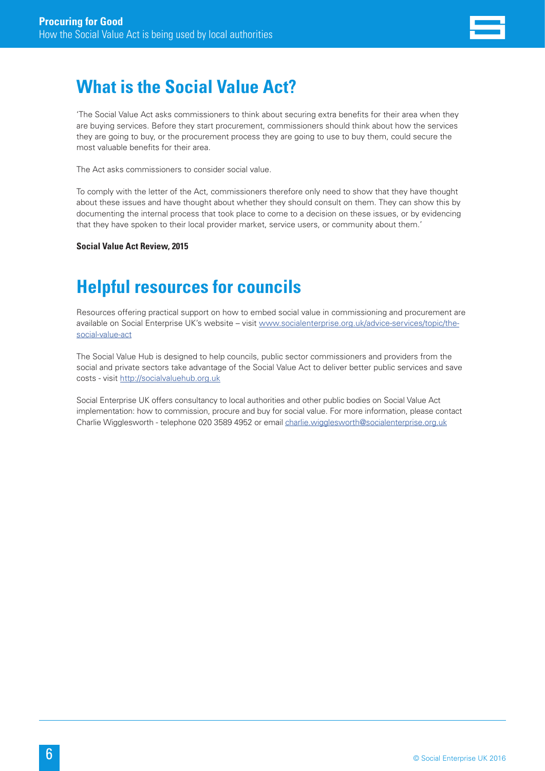## What is the Social Value Act?

'The Social Value Act asks commissioners to think about securing extra benefits for their area when they are buying services. Before they start procurement, commissioners should think about how the services they are going to buy, or the procurement process they are going to use to buy them, could secure the most valuable benefits for their area.

The Act asks commissioners to consider social value.

To comply with the letter of the Act, commissioners therefore only need to show that they have thought about these issues and have thought about whether they should consult on them. They can show this by documenting the internal process that took place to come to a decision on these issues, or by evidencing that they have spoken to their local provider market, service users, or community about them.'

**Social Value Act Review, 2015**

## Helpful resources for councils

Resources offering practical support on how to embed social value in commissioning and procurement are available on Social Enterprise UK's website – visit www.socialenterprise.org.uk/advice-services/topic/the-social-value-act

The Social Value Hub is designed to help councils, public sector commissioners and providers from the social and private sectors take advantage of the Social Value Act to deliver better public services and save costs - visit http://socialvaluehub.org.uk

Social Enterprise UK offers consultancy to local authorities and other public bodies on Social Value Act implementation: how to commission, procure and buy for social value. For more information, please contact Charlie Wigglesworth - telephone 020 3589 4952 or email charlie.wigglesworth@socialenterprise.org.uk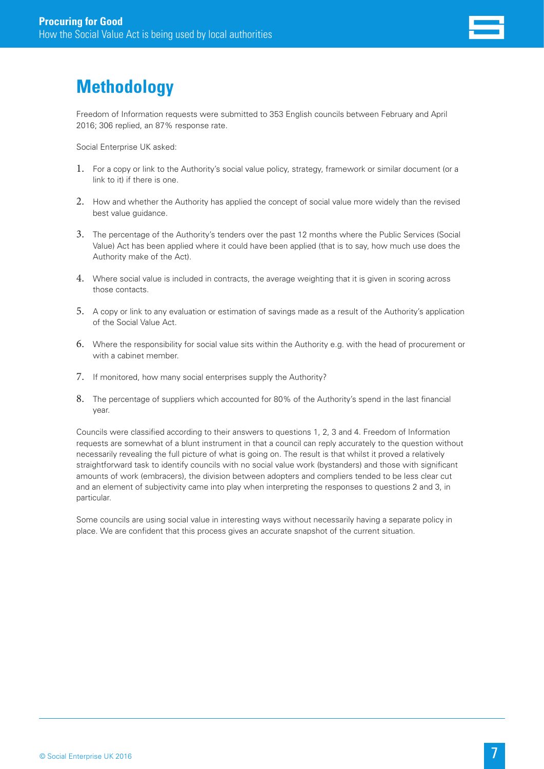# Methodology

Freedom of Information requests were submitted to 353 English councils between February and April 2016; 306 replied, an 87% response rate.

Social Enterprise UK asked:

1. For a copy or link to the Authority's social value policy, strategy, framework or similar document (or a link to it) if there is one.
2. How and whether the Authority has applied the concept of social value more widely than the revised best value guidance.
3. The percentage of the Authority's tenders over the past 12 months where the Public Services (Social Value) Act has been applied where it could have been applied (that is to say, how much use does the Authority make of the Act).
4. Where social value is included in contracts, the average weighting that it is given in scoring across those contacts.
5. A copy or link to any evaluation or estimation of savings made as a result of the Authority's application of the Social Value Act.
6. Where the responsibility for social value sits within the Authority e.g. with the head of procurement or with a cabinet member.
7. If monitored, how many social enterprises supply the Authority?
8. The percentage of suppliers which accounted for 80% of the Authority's spend in the last financial year.

Councils were classified according to their answers to questions 1, 2, 3 and 4. Freedom of Information requests are somewhat of a blunt instrument in that a council can reply accurately to the question without necessarily revealing the full picture of what is going on. The result is that whilst it proved a relatively straightforward task to identify councils with no social value work (bystanders) and those with significant amounts of work (embracers), the division between adopters and compliers tended to be less clear cut and an element of subjectivity came into play when interpreting the responses to questions 2 and 3, in particular.

Some councils are using social value in interesting ways without necessarily having a separate policy in place. We are confident that this process gives an accurate snapshot of the current situation.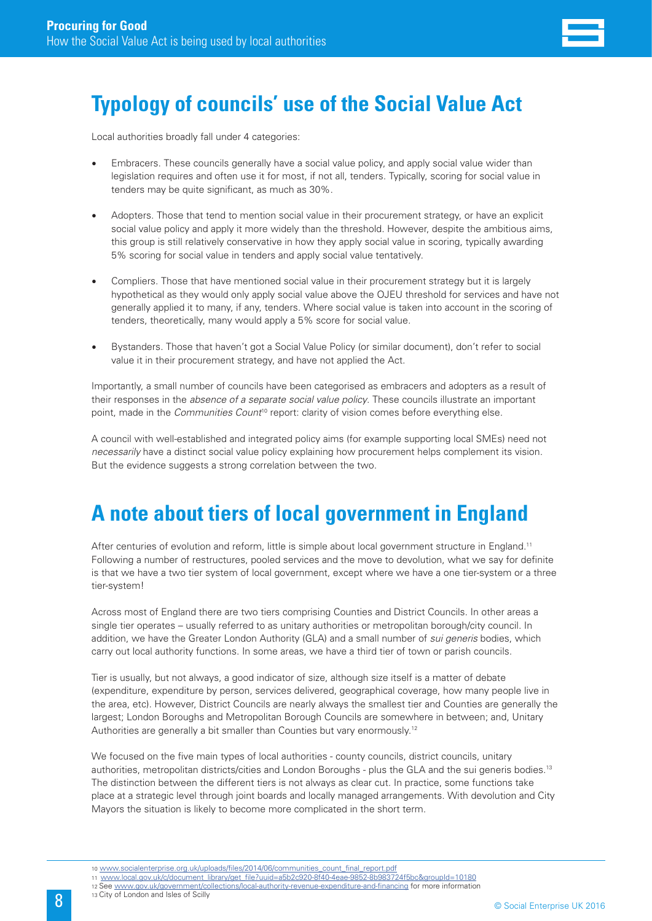## Typology of councils' use of the Social Value Act

Local authorities broadly fall under 4 categories:

- Embracers. These councils generally have a social value policy, and apply social value wider than legislation requires and often use it for most, if not all, tenders. Typically, scoring for social value in tenders may be quite significant, as much as 30%.
- Adopters. Those that tend to mention social value in their procurement strategy, or have an explicit social value policy and apply it more widely than the threshold. However, despite the ambitious aims, this group is still relatively conservative in how they apply social value in scoring, typically awarding 5% scoring for social value in tenders and apply social value tentatively.
- Compliers. Those that have mentioned social value in their procurement strategy but it is largely hypothetical as they would only apply social value above the OJEU threshold for services and have not generally applied it to many, if any, tenders. Where social value is taken into account in the scoring of tenders, theoretically, many would apply a 5% score for social value.
- Bystanders. Those that haven't got a Social Value Policy (or similar document), don't refer to social value it in their procurement strategy, and have not applied the Act.

Importantly, a small number of councils have been categorised as embracers and adopters as a result of their responses in the *absence of a separate social value policy*. These councils illustrate an important point, made in the *Communities Count*[10] report: clarity of vision comes before everything else.

A council with well-established and integrated policy aims (for example supporting local SMEs) need not *necessarily* have a distinct social value policy explaining how procurement helps complement its vision. But the evidence suggests a strong correlation between the two.

## A note about tiers of local government in England

After centuries of evolution and reform, little is simple about local government structure in England.[11] Following a number of restructures, pooled services and the move to devolution, what we say for definite is that we have a two tier system of local government, except where we have a one tier-system or a three tier-system!

Across most of England there are two tiers comprising Counties and District Councils. In other areas a single tier operates – usually referred to as unitary authorities or metropolitan borough/city council. In addition, we have the Greater London Authority (GLA) and a small number of *sui generis* bodies, which carry out local authority functions. In some areas, we have a third tier of town or parish councils.

Tier is usually, but not always, a good indicator of size, although size itself is a matter of debate (expenditure, expenditure by person, services delivered, geographical coverage, how many people live in the area, etc). However, District Councils are nearly always the smallest tier and Counties are generally the largest; London Boroughs and Metropolitan Borough Councils are somewhere in between; and, Unitary Authorities are generally a bit smaller than Counties but vary enormously.[12]

We focused on the five main types of local authorities - county councils, district councils, unitary authorities, metropolitan districts/cities and London Boroughs - plus the GLA and the sui generis bodies.[13] The distinction between the different tiers is not always as clear cut. In practice, some functions take place at a strategic level through joint boards and locally managed arrangements. With devolution and City Mayors the situation is likely to become more complicated in the short term.

---

10 www.socialenterprise.org.uk/uploads/files/2014/06/communities_count_final_report.pdf
11 www.local.gov.uk/c/document_library/get_file?uuid=a5b2c920-8f40-4eae-9852-8b983724f5bc&groupId=10180
12 See www.gov.uk/government/collections/local-authority-revenue-expenditure-and-financing for more information
13 City of London and Isles of Scilly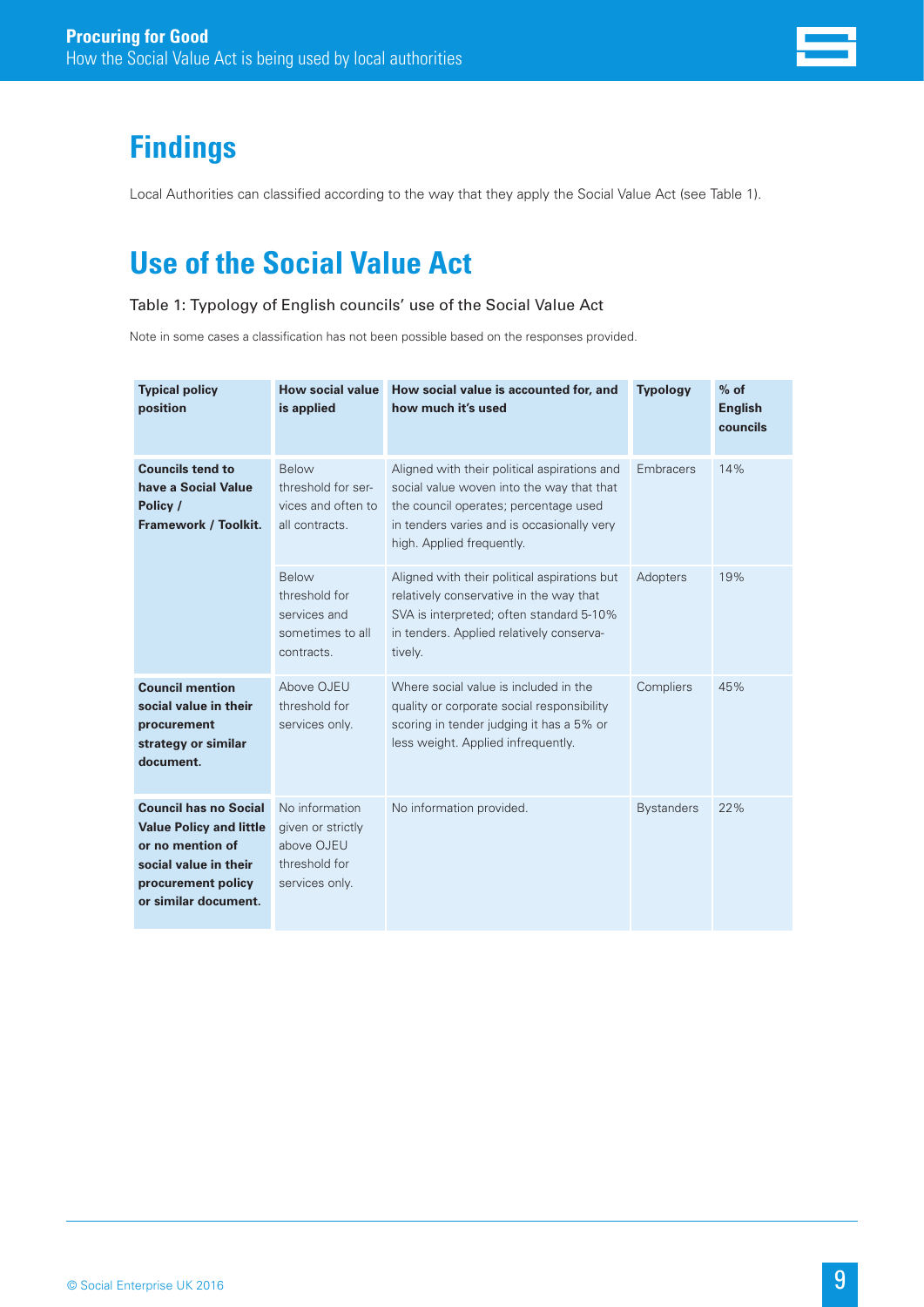# Findings

Local Authorities can classified according to the way that they apply the Social Value Act (see Table 1).

# Use of the Social Value Act

Table 1: Typology of English councils' use of the Social Value Act

Note in some cases a classification has not been possible based on the responses provided.

| Typical policy position | How social value is applied | How social value is accounted for, and how much it's used | Typology | % of English councils |
|---|---|---|---|---|
| **Councils tend to have a Social Value Policy / Framework / Toolkit.** | Below threshold for services and often to all contracts. | Aligned with their political aspirations and social value woven into the way that that the council operates; percentage used in tenders varies and is occasionally very high. Applied frequently. | Embracers | 14% |
| | Below threshold for services and sometimes to all contracts. | Aligned with their political aspirations but relatively conservative in the way that SVA is interpreted; often standard 5-10% in tenders. Applied relatively conservatively. | Adopters | 19% |
| **Council mention social value in their procurement strategy or similar document.** | Above OJEU threshold for services only. | Where social value is included in the quality or corporate social responsibility scoring in tender judging it has a 5% or less weight. Applied infrequently. | Compliers | 45% |
| **Council has no Social Value Policy and little or no mention of social value in their procurement policy or similar document.** | No information given or strictly above OJEU threshold for services only. | No information provided. | Bystanders | 22% |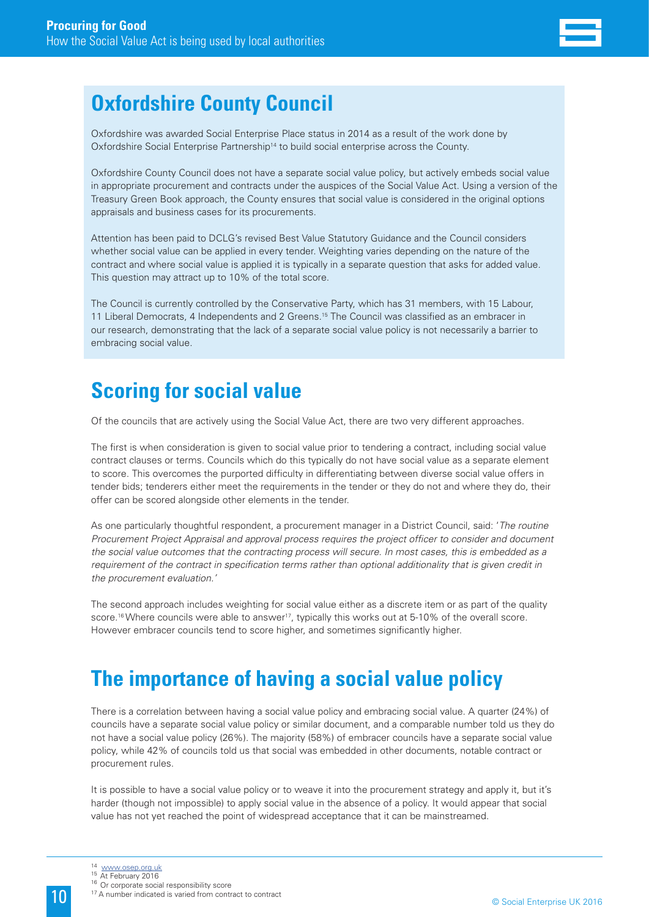## Oxfordshire County Council

Oxfordshire was awarded Social Enterprise Place status in 2014 as a result of the work done by Oxfordshire Social Enterprise Partnership[14] to build social enterprise across the County.

Oxfordshire County Council does not have a separate social value policy, but actively embeds social value in appropriate procurement and contracts under the auspices of the Social Value Act. Using a version of the Treasury Green Book approach, the County ensures that social value is considered in the original options appraisals and business cases for its procurements.

Attention has been paid to DCLG's revised Best Value Statutory Guidance and the Council considers whether social value can be applied in every tender. Weighting varies depending on the nature of the contract and where social value is applied it is typically in a separate question that asks for added value. This question may attract up to 10% of the total score.

The Council is currently controlled by the Conservative Party, which has 31 members, with 15 Labour, 11 Liberal Democrats, 4 Independents and 2 Greens.[15] The Council was classified as an embracer in our research, demonstrating that the lack of a separate social value policy is not necessarily a barrier to embracing social value.

# Scoring for social value

Of the councils that are actively using the Social Value Act, there are two very different approaches.

The first is when consideration is given to social value prior to tendering a contract, including social value contract clauses or terms. Councils which do this typically do not have social value as a separate element to score. This overcomes the purported difficulty in differentiating between diverse social value offers in tender bids; tenderers either meet the requirements in the tender or they do not and where they do, their offer can be scored alongside other elements in the tender.

As one particularly thoughtful respondent, a procurement manager in a District Council, said: '*The routine Procurement Project Appraisal and approval process requires the project officer to consider and document the social value outcomes that the contracting process will secure. In most cases, this is embedded as a requirement of the contract in specification terms rather than optional additionality that is given credit in the procurement evaluation.*'

The second approach includes weighting for social value either as a discrete item or as part of the quality score.[16] Where councils were able to answer[17], typically this works out at 5-10% of the overall score. However embracer councils tend to score higher, and sometimes significantly higher.

# The importance of having a social value policy

There is a correlation between having a social value policy and embracing social value. A quarter (24%) of councils have a separate social value policy or similar document, and a comparable number told us they do not have a social value policy (26%). The majority (58%) of embracer councils have a separate social value policy, while 42% of councils told us that social was embedded in other documents, notable contract or procurement rules.

It is possible to have a social value policy or to weave it into the procurement strategy and apply it, but it's harder (though not impossible) to apply social value in the absence of a policy. It would appear that social value has not yet reached the point of widespread acceptance that it can be mainstreamed.

---

[14] www.osep.org.uk
[15] At February 2016
[16] Or corporate social responsibility score
[17] A number indicated is varied from contract to contract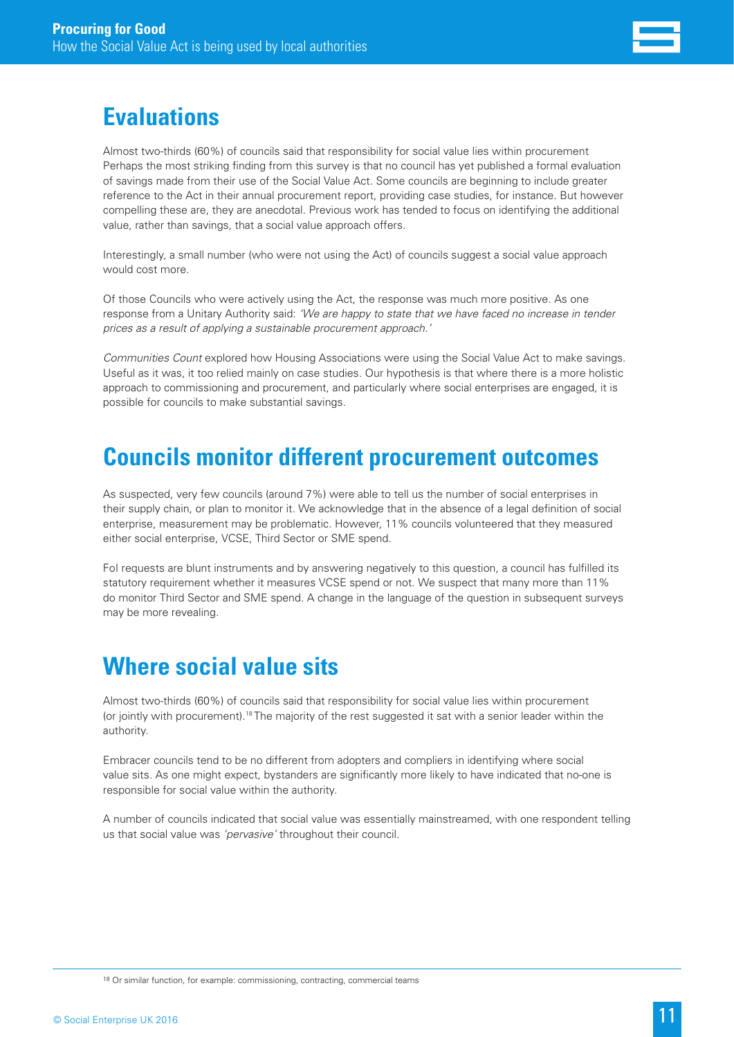## Evaluations

Almost two-thirds (60%) of councils said that responsibility for social value lies within procurement Perhaps the most striking finding from this survey is that no council has yet published a formal evaluation of savings made from their use of the Social Value Act. Some councils are beginning to include greater reference to the Act in their annual procurement report, providing case studies, for instance. But however compelling these are, they are anecdotal. Previous work has tended to focus on identifying the additional value, rather than savings, that a social value approach offers.

Interestingly, a small number (who were not using the Act) of councils suggest a social value approach would cost more.

Of those Councils who were actively using the Act, the response was much more positive. As one response from a Unitary Authority said: *'We are happy to state that we have faced no increase in tender prices as a result of applying a sustainable procurement approach.'*

*Communities Count* explored how Housing Associations were using the Social Value Act to make savings. Useful as it was, it too relied mainly on case studies. Our hypothesis is that where there is a more holistic approach to commissioning and procurement, and particularly where social enterprises are engaged, it is possible for councils to make substantial savings.

## Councils monitor different procurement outcomes

As suspected, very few councils (around 7%) were able to tell us the number of social enterprises in their supply chain, or plan to monitor it. We acknowledge that in the absence of a legal definition of social enterprise, measurement may be problematic. However, 11% councils volunteered that they measured either social enterprise, VCSE, Third Sector or SME spend.

FoI requests are blunt instruments and by answering negatively to this question, a council has fulfilled its statutory requirement whether it measures VCSE spend or not. We suspect that many more than 11% do monitor Third Sector and SME spend. A change in the language of the question in subsequent surveys may be more revealing.

## Where social value sits

Almost two-thirds (60%) of councils said that responsibility for social value lies within procurement (or jointly with procurement).[18] The majority of the rest suggested it sat with a senior leader within the authority.

Embracer councils tend to be no different from adopters and compliers in identifying where social value sits. As one might expect, bystanders are significantly more likely to have indicated that no-one is responsible for social value within the authority.

A number of councils indicated that social value was essentially mainstreamed, with one respondent telling us that social value was *'pervasive'* throughout their council.

[18] Or similar function, for example: commissioning, contracting, commercial teams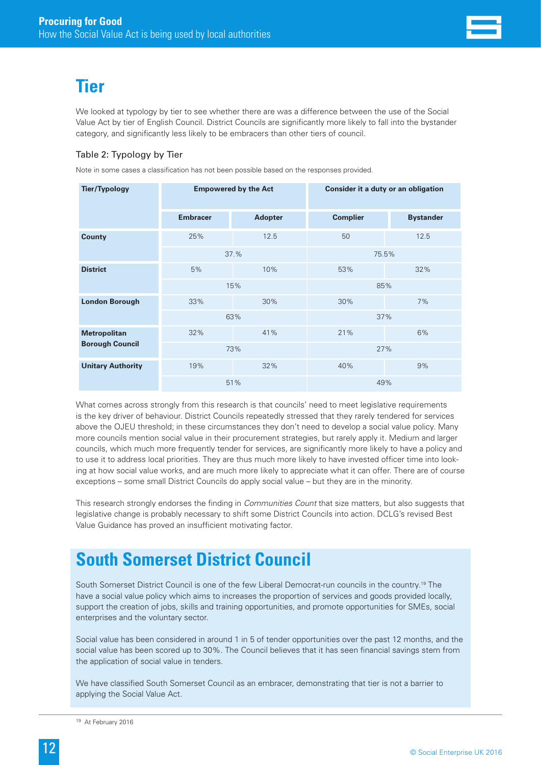# Tier

We looked at typology by tier to see whether there are was a difference between the use of the Social Value Act by tier of English Council. District Councils are significantly more likely to fall into the bystander category, and significantly less likely to be embracers than other tiers of council.

### Table 2: Typology by Tier

Note in some cases a classification has not been possible based on the responses provided.

| Tier/Typology | Empowered by the Act | | Consider it a duty or an obligation | |
|---|---|---|---|---|
| | Embracer | Adopter | Complier | Bystander |
| County | 25% | 12.5 | 50 | 12.5 |
| | 37.% | | 75.5% | |
| District | 5% | 10% | 53% | 32% |
| | 15% | | 85% | |
| London Borough | 33% | 30% | 30% | 7% |
| | 63% | | 37% | |
| Metropolitan Borough Council | 32% | 41% | 21% | 6% |
| | 73% | | 27% | |
| Unitary Authority | 19% | 32% | 40% | 9% |
| | 51% | | 49% | |

What comes across strongly from this research is that councils' need to meet legislative requirements is the key driver of behaviour. District Councils repeatedly stressed that they rarely tendered for services above the OJEU threshold; in these circumstances they don't need to develop a social value policy. Many more councils mention social value in their procurement strategies, but rarely apply it. Medium and larger councils, which much more frequently tender for services, are significantly more likely to have a policy and to use it to address local priorities. They are thus much more likely to have invested officer time into looking at how social value works, and are much more likely to appreciate what it can offer. There are of course exceptions – some small District Councils do apply social value – but they are in the minority.

This research strongly endorses the finding in *Communities Count* that size matters, but also suggests that legislative change is probably necessary to shift some District Councils into action. DCLG's revised Best Value Guidance has proved an insufficient motivating factor.

## South Somerset District Council

South Somerset District Council is one of the few Liberal Democrat-run councils in the country.[19] The have a social value policy which aims to increases the proportion of services and goods provided locally, support the creation of jobs, skills and training opportunities, and promote opportunities for SMEs, social enterprises and the voluntary sector.

Social value has been considered in around 1 in 5 of tender opportunities over the past 12 months, and the social value has been scored up to 30%. The Council believes that it has seen financial savings stem from the application of social value in tenders.

We have classified South Somerset Council as an embracer, demonstrating that tier is not a barrier to applying the Social Value Act.

[19] At February 2016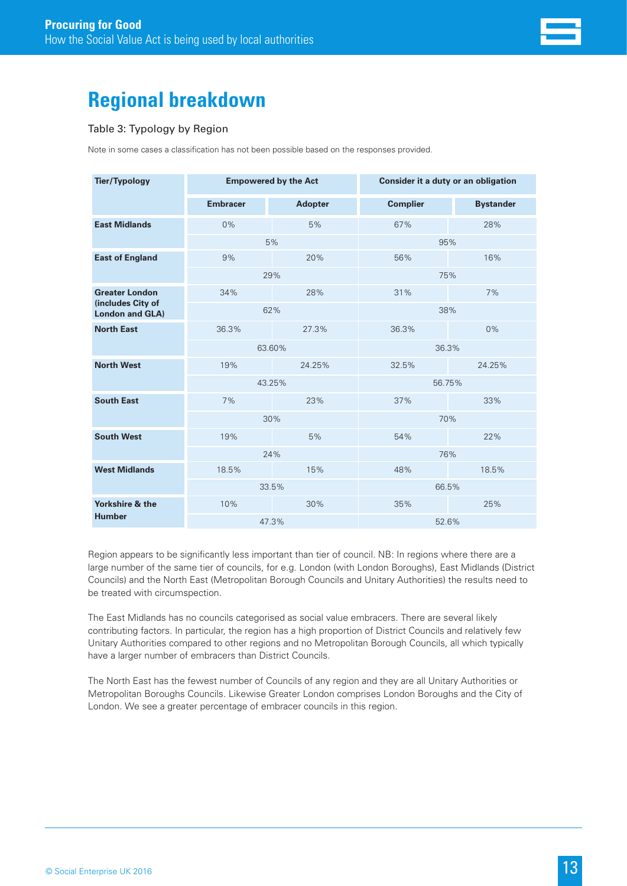# Regional breakdown

Table 3: Typology by Region

Note in some cases a classification has not been possible based on the responses provided.

| Tier/Typology | Empowered by the Act | | Consider it a duty or an obligation | |
|---|---|---|---|---|
| | Embracer | Adopter | Complier | Bystander |
| **East Midlands** | 0% | 5% | 67% | 28% |
| | 5% | | 95% | |
| **East of England** | 9% | 20% | 56% | 16% |
| | 29% | | 75% | |
| **Greater London (includes City of London and GLA)** | 34% | 28% | 31% | 7% |
| | 62% | | 38% | |
| **North East** | 36.3% | 27.3% | 36.3% | 0% |
| | 63.60% | | 36.3% | |
| **North West** | 19% | 24.25% | 32.5% | 24.25% |
| | 43.25% | | 56.75% | |
| **South East** | 7% | 23% | 37% | 33% |
| | 30% | | 70% | |
| **South West** | 19% | 5% | 54% | 22% |
| | 24% | | 76% | |
| **West Midlands** | 18.5% | 15% | 48% | 18.5% |
| | 33.5% | | 66.5% | |
| **Yorkshire & the Humber** | 10% | 30% | 35% | 25% |
| | 47.3% | | 52.6% | |

Region appears to be significantly less important than tier of council. NB: In regions where there are a large number of the same tier of councils, for e.g. London (with London Boroughs), East Midlands (District Councils) and the North East (Metropolitan Borough Councils and Unitary Authorities) the results need to be treated with circumspection.

The East Midlands has no councils categorised as social value embracers. There are several likely contributing factors. In particular, the region has a high proportion of District Councils and relatively few Unitary Authorities compared to other regions and no Metropolitan Borough Councils, all which typically have a larger number of embracers than District Councils.

The North East has the fewest number of Councils of any region and they are all Unitary Authorities or Metropolitan Boroughs Councils. Likewise Greater London comprises London Boroughs and the City of London. We see a greater percentage of embracer councils in this region.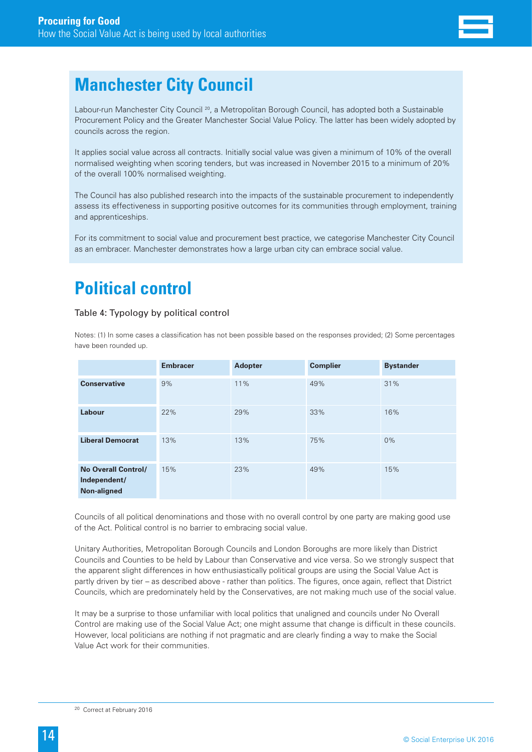## Manchester City Council

Labour-run Manchester City Council [20], a Metropolitan Borough Council, has adopted both a Sustainable Procurement Policy and the Greater Manchester Social Value Policy. The latter has been widely adopted by councils across the region.

It applies social value across all contracts. Initially social value was given a minimum of 10% of the overall normalised weighting when scoring tenders, but was increased in November 2015 to a minimum of 20% of the overall 100% normalised weighting.

The Council has also published research into the impacts of the sustainable procurement to independently assess its effectiveness in supporting positive outcomes for its communities through employment, training and apprenticeships.

For its commitment to social value and procurement best practice, we categorise Manchester City Council as an embracer. Manchester demonstrates how a large urban city can embrace social value.

# Political control

Table 4: Typology by political control

Notes: (1) In some cases a classification has not been possible based on the responses provided; (2) Some percentages have been rounded up.

| | Embracer | Adopter | Complier | Bystander |
|---|---|---|---|---|
| **Conservative** | 9% | 11% | 49% | 31% |
| **Labour** | 22% | 29% | 33% | 16% |
| **Liberal Democrat** | 13% | 13% | 75% | 0% |
| **No Overall Control/ Independent/ Non-aligned** | 15% | 23% | 49% | 15% |

Councils of all political denominations and those with no overall control by one party are making good use of the Act. Political control is no barrier to embracing social value.

Unitary Authorities, Metropolitan Borough Councils and London Boroughs are more likely than District Councils and Counties to be held by Labour than Conservative and vice versa. So we strongly suspect that the apparent slight differences in how enthusiastically political groups are using the Social Value Act is partly driven by tier – as described above - rather than politics. The figures, once again, reflect that District Councils, which are predominately held by the Conservatives, are not making much use of the social value.

It may be a surprise to those unfamiliar with local politics that unaligned and councils under No Overall Control are making use of the Social Value Act; one might assume that change is difficult in these councils. However, local politicians are nothing if not pragmatic and are clearly finding a way to make the Social Value Act work for their communities.

[20] Correct at February 2016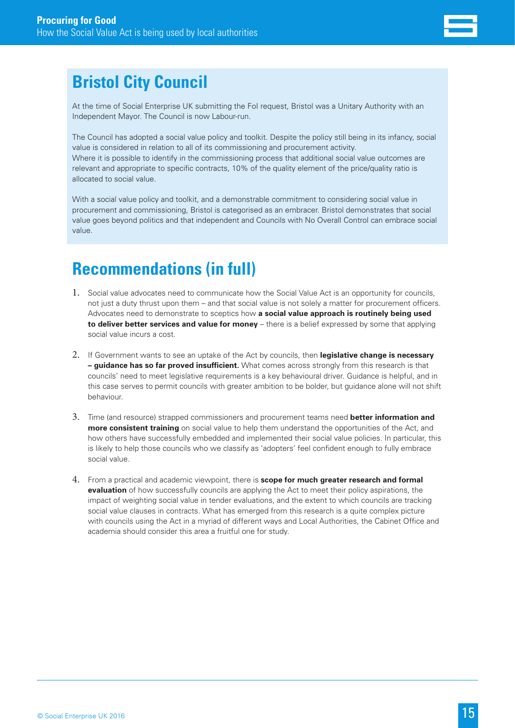## Bristol City Council

At the time of Social Enterprise UK submitting the FoI request, Bristol was a Unitary Authority with an Independent Mayor. The Council is now Labour-run.

The Council has adopted a social value policy and toolkit. Despite the policy still being in its infancy, social value is considered in relation to all of its commissioning and procurement activity.
Where it is possible to identify in the commissioning process that additional social value outcomes are relevant and appropriate to specific contracts, 10% of the quality element of the price/quality ratio is allocated to social value.

With a social value policy and toolkit, and a demonstrable commitment to considering social value in procurement and commissioning, Bristol is categorised as an embracer. Bristol demonstrates that social value goes beyond politics and that independent and Councils with No Overall Control can embrace social value.

## Recommendations (in full)

1. Social value advocates need to communicate how the Social Value Act is an opportunity for councils, not just a duty thrust upon them – and that social value is not solely a matter for procurement officers. Advocates need to demonstrate to sceptics how **a social value approach is routinely being used to deliver better services and value for money** – there is a belief expressed by some that applying social value incurs a cost.

2. If Government wants to see an uptake of the Act by councils, then **legislative change is necessary – guidance has so far proved insufficient.** What comes across strongly from this research is that councils' need to meet legislative requirements is a key behavioural driver. Guidance is helpful, and in this case serves to permit councils with greater ambition to be bolder, but guidance alone will not shift behaviour.

3. Time (and resource) strapped commissioners and procurement teams need **better information and more consistent training** on social value to help them understand the opportunities of the Act, and how others have successfully embedded and implemented their social value policies. In particular, this is likely to help those councils who we classify as 'adopters' feel confident enough to fully embrace social value.

4. From a practical and academic viewpoint, there is **scope for much greater research and formal evaluation** of how successfully councils are applying the Act to meet their policy aspirations, the impact of weighting social value in tender evaluations, and the extent to which councils are tracking social value clauses in contracts. What has emerged from this research is a quite complex picture with councils using the Act in a myriad of different ways and Local Authorities, the Cabinet Office and academia should consider this area a fruitful one for study.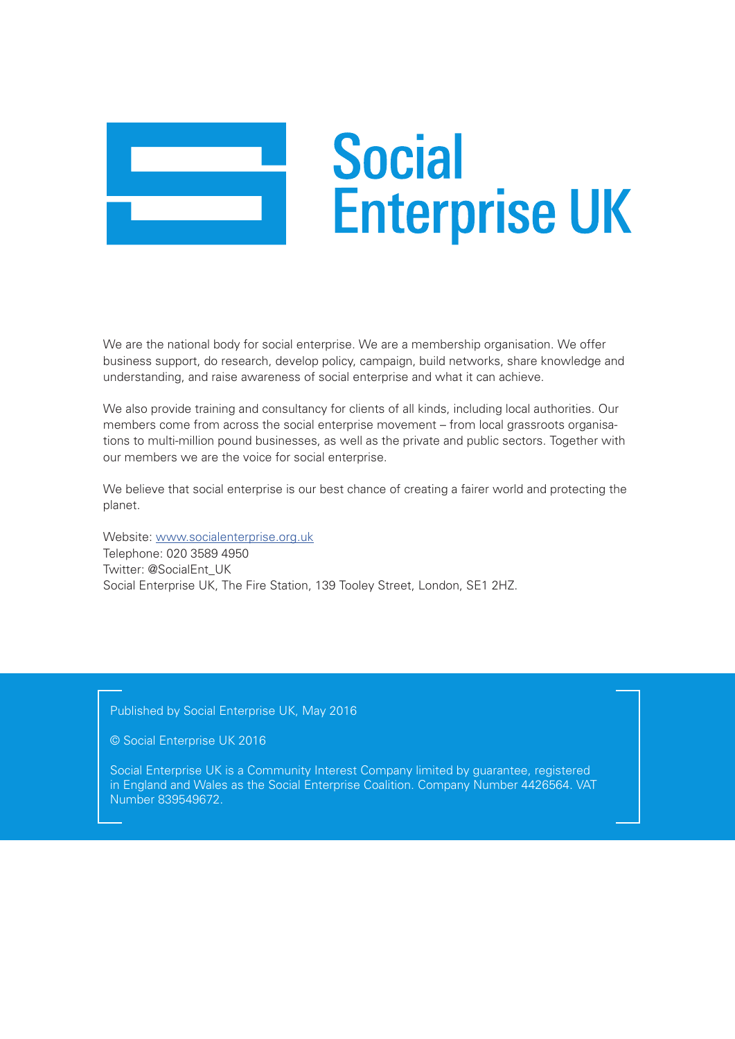# Social Enterprise UK

We are the national body for social enterprise. We are a membership organisation. We offer business support, do research, develop policy, campaign, build networks, share knowledge and understanding, and raise awareness of social enterprise and what it can achieve.

We also provide training and consultancy for clients of all kinds, including local authorities. Our members come from across the social enterprise movement – from local grassroots organisations to multi-million pound businesses, as well as the private and public sectors. Together with our members we are the voice for social enterprise.

We believe that social enterprise is our best chance of creating a fairer world and protecting the planet.

Website: [www.socialenterprise.org.uk](http://www.socialenterprise.org.uk)
Telephone: 020 3589 4950
Twitter: @SocialEnt_UK
Social Enterprise UK, The Fire Station, 139 Tooley Street, London, SE1 2HZ.

Published by Social Enterprise UK, May 2016

© Social Enterprise UK 2016

Social Enterprise UK is a Community Interest Company limited by guarantee, registered in England and Wales as the Social Enterprise Coalition. Company Number 4426564. VAT Number 839549672.